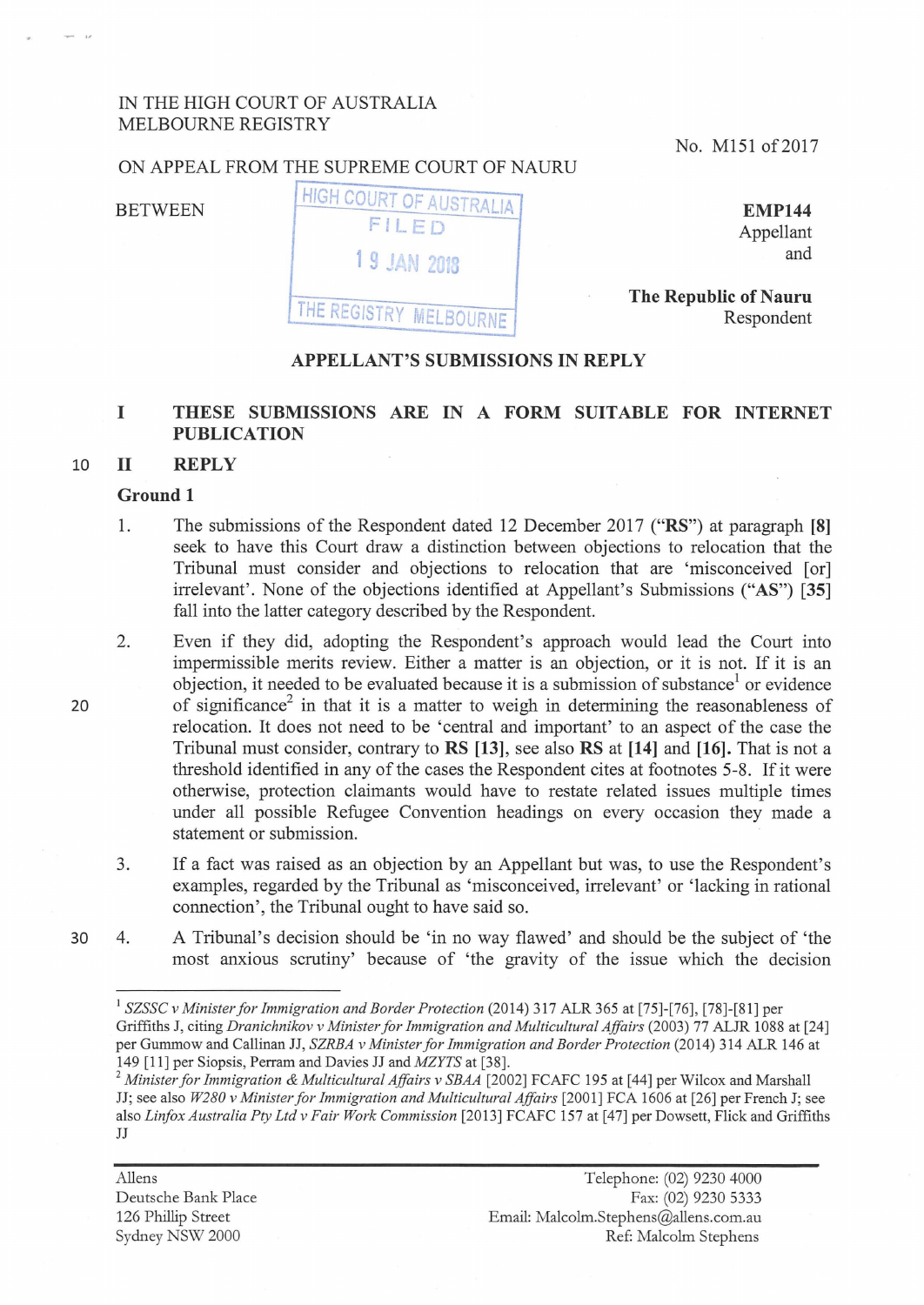IN THE HIGH COURT OF AUSTRALIA
MELBOURNE REGISTRY

No. M151 of 2017

ON APPEAL FROM THE SUPREME COURT OF NAURU

HIGH COURT OF AUSTRALIA
FILED
19 JAN 2018
THE REGISTRY MELBOURNE

BETWEEN

**EMP144**
Appellant
and

**The Republic of Nauru**
Respondent

## APPELLANT'S SUBMISSIONS IN REPLY

## I THESE SUBMISSIONS ARE IN A FORM SUITABLE FOR INTERNET PUBLICATION

## II REPLY

### Ground 1

1. The submissions of the Respondent dated 12 December 2017 ("**RS**") at paragraph **[8]** seek to have this Court draw a distinction between objections to relocation that the Tribunal must consider and objections to relocation that are 'misconceived [or] irrelevant'. None of the objections identified at Appellant's Submissions ("**AS**") **[35]** fall into the latter category described by the Respondent.

2. Even if they did, adopting the Respondent's approach would lead the Court into impermissible merits review. Either a matter is an objection, or it is not. If it is an objection, it needed to be evaluated because it is a submission of substance[1] or evidence of significance[2] in that it is a matter to weigh in determining the reasonableness of relocation. It does not need to be 'central and important' to an aspect of the case the Tribunal must consider, contrary to **RS [13]**, see also **RS** at **[14]** and **[16]**. That is not a threshold identified in any of the cases the Respondent cites at footnotes 5-8. If it were otherwise, protection claimants would have to restate related issues multiple times under all possible Refugee Convention headings on every occasion they made a statement or submission.

3. If a fact was raised as an objection by an Appellant but was, to use the Respondent's examples, regarded by the Tribunal as 'misconceived, irrelevant' or 'lacking in rational connection', the Tribunal ought to have said so.

4. A Tribunal's decision should be 'in no way flawed' and should be the subject of 'the most anxious scrutiny' because of 'the gravity of the issue which the decision

---

[1] *SZSSC v Minister for Immigration and Border Protection* (2014) 317 ALR 365 at [75]-[76], [78]-[81] per Griffiths J, citing *Dranichnikov v Minister for Immigration and Multicultural Affairs* (2003) 77 ALJR 1088 at [24] per Gummow and Callinan JJ, *SZRBA v Minister for Immigration and Border Protection* (2014) 314 ALR 146 at 149 [11] per Siopsis, Perram and Davies JJ and *MZYTS* at [38].

[2] *Minister for Immigration & Multicultural Affairs v SBAA* [2002] FCAFC 195 at [44] per Wilcox and Marshall JJ; see also *W280 v Minister for Immigration and Multicultural Affairs* [2001] FCA 1606 at [26] per French J; see also *Linfox Australia Pty Ltd v Fair Work Commission* [2013] FCAFC 157 at [47] per Dowsett, Flick and Griffiths JJ

Allens
Deutsche Bank Place
126 Phillip Street
Sydney NSW 2000

Telephone: (02) 9230 4000
Fax: (02) 9230 5333
Email: Malcolm.Stephens@allens.com.au
Ref: Malcolm Stephens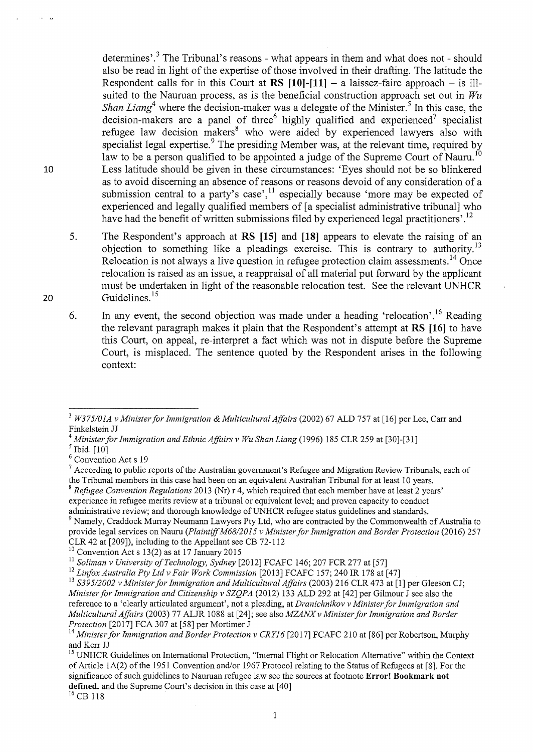determines'.[3] The Tribunal's reasons - what appears in them and what does not - should also be read in light of the expertise of those involved in their drafting. The latitude the Respondent calls for in this Court at **RS [10]-[11]** – a laissez-faire approach – is ill-suited to the Nauruan process, as is the beneficial construction approach set out in *Wu Shan Liang*[4] where the decision-maker was a delegate of the Minister.[5] In this case, the decision-makers are a panel of three[6] highly qualified and experienced[7] specialist refugee law decision makers[8] who were aided by experienced lawyers also with specialist legal expertise.[9] The presiding Member was, at the relevant time, required by law to be a person qualified to be appointed a judge of the Supreme Court of Nauru.[10] Less latitude should be given in these circumstances: 'Eyes should not be so blinkered as to avoid discerning an absence of reasons or reasons devoid of any consideration of a submission central to a party's case',[11] especially because 'more may be expected of experienced and legally qualified members of [a specialist administrative tribunal] who have had the benefit of written submissions filed by experienced legal practitioners'.[12]

5. The Respondent's approach at **RS [15]** and **[18]** appears to elevate the raising of an objection to something like a pleadings exercise. This is contrary to authority.[13] Relocation is not always a live question in refugee protection claim assessments.[14] Once relocation is raised as an issue, a reappraisal of all material put forward by the applicant must be undertaken in light of the reasonable relocation test. See the relevant UNHCR Guidelines.[15]

6. In any event, the second objection was made under a heading 'relocation'.[16] Reading the relevant paragraph makes it plain that the Respondent's attempt at **RS [16]** to have this Court, on appeal, re-interpret a fact which was not in dispute before the Supreme Court, is misplaced. The sentence quoted by the Respondent arises in the following context:

---

[3] *W375/01A v Minister for Immigration & Multicultural Affairs* (2002) 67 ALD 757 at [16] per Lee, Carr and Finkelstein JJ

[4] *Minister for Immigration and Ethnic Affairs v Wu Shan Liang* (1996) 185 CLR 259 at [30]-[31]

[5] Ibid. [10]

[6] Convention Act s 19

[7] According to public reports of the Australian government's Refugee and Migration Review Tribunals, each of the Tribunal members in this case had been on an equivalent Australian Tribunal for at least 10 years.

[8] *Refugee Convention Regulations* 2013 (Nr) r 4, which required that each member have at least 2 years' experience in refugee merits review at a tribunal or equivalent level; and proven capacity to conduct administrative review; and thorough knowledge of UNHCR refugee status guidelines and standards.

[9] Namely, Craddock Murray Neumann Lawyers Pty Ltd, who are contracted by the Commonwealth of Australia to provide legal services on Nauru (*Plaintiff M68/2015 v Minister for Immigration and Border Protection* (2016) 257 CLR 42 at [209]), including to the Appellant see CB 72-112

[10] Convention Act s 13(2) as at 17 January 2015

[11] *Soliman v University of Technology, Sydney* [2012] FCAFC 146; 207 FCR 277 at [57]

[12] *Linfox Australia Pty Ltd v Fair Work Commission* [2013] FCAFC 157; 240 IR 178 at [47]

[13] *S395/2002 v Minister for Immigration and Multicultural Affairs* (2003) 216 CLR 473 at [1] per Gleeson CJ; *Minister for Immigration and Citizenship v SZQPA* (2012) 133 ALD 292 at [42] per Gilmour J see also the reference to a 'clearly articulated argument', not a pleading, at *Dranichnikov v Minister for Immigration and Multicultural Affairs* (2003) 77 ALJR 1088 at [24]; see also *MZANX v Minister for Immigration and Border Protection* [2017] FCA 307 at [58] per Mortimer J

[14] *Minister for Immigration and Border Protection v CRY16* [2017] FCAFC 210 at [86] per Robertson, Murphy and Kerr JJ

[15] UNHCR Guidelines on International Protection, "Internal Flight or Relocation Alternative" within the Context of Article 1A(2) of the 1951 Convention and/or 1967 Protocol relating to the Status of Refugees at [8]. For the significance of such guidelines to Nauruan refugee law see the sources at footnote **Error! Bookmark not defined.** and the Supreme Court's decision in this case at [40]

[16] CB 118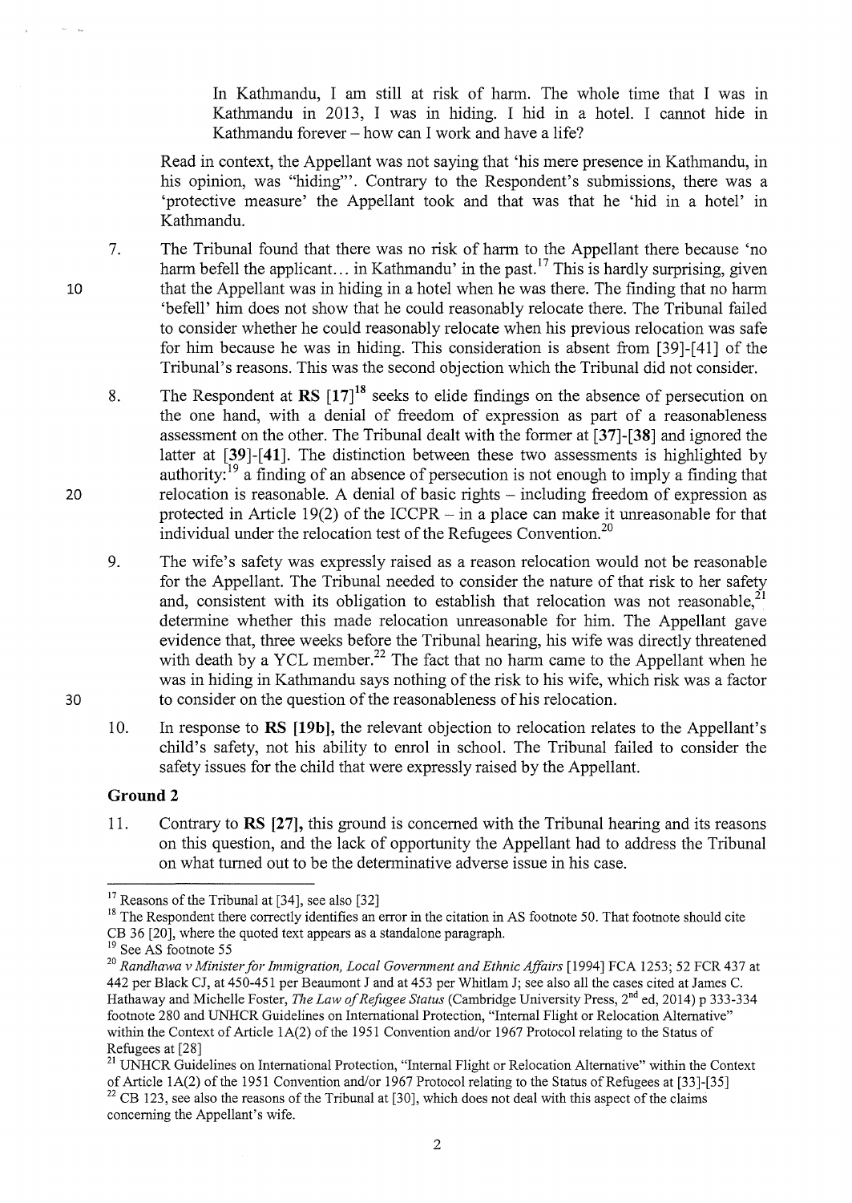> In Kathmandu, I am still at risk of harm. The whole time that I was in Kathmandu in 2013, I was in hiding. I hid in a hotel. I cannot hide in Kathmandu forever – how can I work and have a life?

Read in context, the Appellant was not saying that 'his mere presence in Kathmandu, in his opinion, was "hiding"'. Contrary to the Respondent's submissions, there was a 'protective measure' the Appellant took and that was that he 'hid in a hotel' in Kathmandu.

7. The Tribunal found that there was no risk of harm to the Appellant there because 'no harm befell the applicant… in Kathmandu' in the past.[17] This is hardly surprising, given that the Appellant was in hiding in a hotel when he was there. The finding that no harm 'befell' him does not show that he could reasonably relocate there. The Tribunal failed to consider whether he could reasonably relocate when his previous relocation was safe for him because he was in hiding. This consideration is absent from [39]-[41] of the Tribunal's reasons. This was the second objection which the Tribunal did not consider.

8. The Respondent at **RS [17]**[18] seeks to elide findings on the absence of persecution on the one hand, with a denial of freedom of expression as part of a reasonableness assessment on the other. The Tribunal dealt with the former at **[37]-[38]** and ignored the latter at **[39]-[41]**. The distinction between these two assessments is highlighted by authority:[19] a finding of an absence of persecution is not enough to imply a finding that relocation is reasonable. A denial of basic rights – including freedom of expression as protected in Article 19(2) of the ICCPR – in a place can make it unreasonable for that individual under the relocation test of the Refugees Convention.[20]

9. The wife's safety was expressly raised as a reason relocation would not be reasonable for the Appellant. The Tribunal needed to consider the nature of that risk to her safety and, consistent with its obligation to establish that relocation was not reasonable,[21] determine whether this made relocation unreasonable for him. The Appellant gave evidence that, three weeks before the Tribunal hearing, his wife was directly threatened with death by a YCL member.[22] The fact that no harm came to the Appellant when he was in hiding in Kathmandu says nothing of the risk to his wife, which risk was a factor to consider on the question of the reasonableness of his relocation.

10. In response to **RS [19b]**, the relevant objection to relocation relates to the Appellant's child's safety, not his ability to enrol in school. The Tribunal failed to consider the safety issues for the child that were expressly raised by the Appellant.

### Ground 2

11. Contrary to **RS [27]**, this ground is concerned with the Tribunal hearing and its reasons on this question, and the lack of opportunity the Appellant had to address the Tribunal on what turned out to be the determinative adverse issue in his case.

---

[17] Reasons of the Tribunal at [34], see also [32]

[18] The Respondent there correctly identifies an error in the citation in AS footnote 50. That footnote should cite CB 36 [20], where the quoted text appears as a standalone paragraph.

[19] See AS footnote 55

[20] *Randhawa v Minister for Immigration, Local Government and Ethnic Affairs* [1994] FCA 1253; 52 FCR 437 at 442 per Black CJ, at 450-451 per Beaumont J and at 453 per Whitlam J; see also all the cases cited at James C. Hathaway and Michelle Foster, *The Law of Refugee Status* (Cambridge University Press, 2nd ed, 2014) p 333-334 footnote 280 and UNHCR Guidelines on International Protection, "Internal Flight or Relocation Alternative" within the Context of Article 1A(2) of the 1951 Convention and/or 1967 Protocol relating to the Status of Refugees at [28]

[21] UNHCR Guidelines on International Protection, "Internal Flight or Relocation Alternative" within the Context of Article 1A(2) of the 1951 Convention and/or 1967 Protocol relating to the Status of Refugees at [33]-[35]

[22] CB 123, see also the reasons of the Tribunal at [30], which does not deal with this aspect of the claims concerning the Appellant's wife.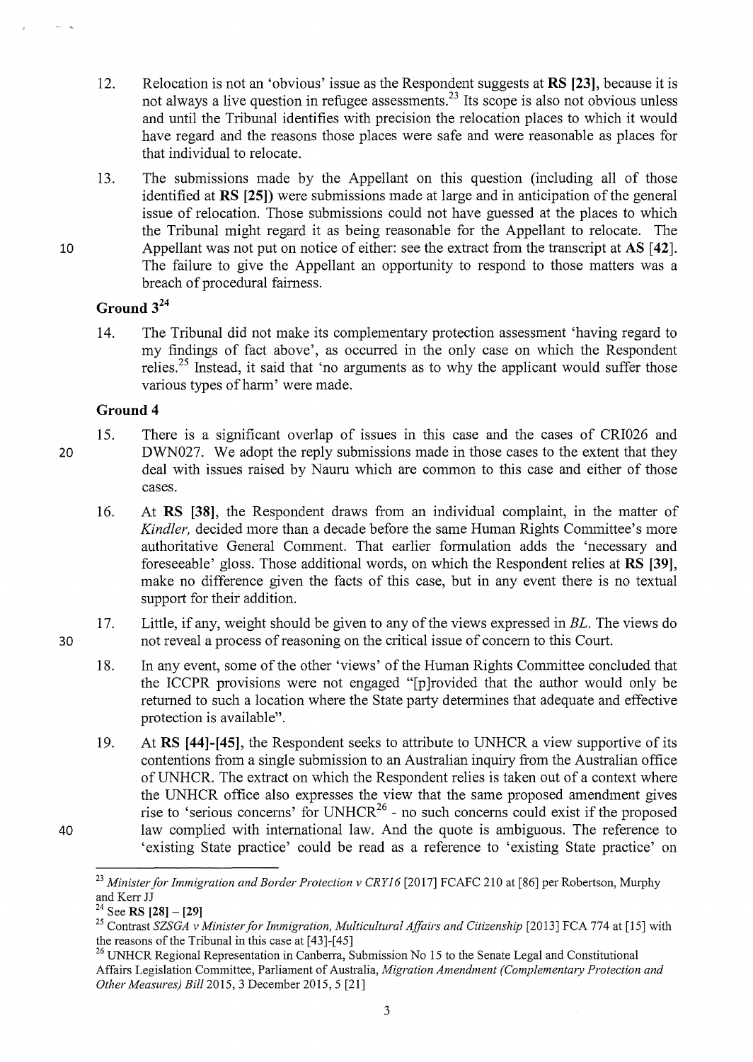12. Relocation is not an 'obvious' issue as the Respondent suggests at **RS [23]**, because it is not always a live question in refugee assessments.[23] Its scope is also not obvious unless and until the Tribunal identifies with precision the relocation places to which it would have regard and the reasons those places were safe and were reasonable as places for that individual to relocate.

13. The submissions made by the Appellant on this question (including all of those identified at **RS [25]**) were submissions made at large and in anticipation of the general issue of relocation. Those submissions could not have guessed at the places to which the Tribunal might regard it as being reasonable for the Appellant to relocate. The Appellant was not put on notice of either: see the extract from the transcript at **AS [42]**. The failure to give the Appellant an opportunity to respond to those matters was a breach of procedural fairness.

## Ground 3[24]

14. The Tribunal did not make its complementary protection assessment 'having regard to my findings of fact above', as occurred in the only case on which the Respondent relies.[25] Instead, it said that 'no arguments as to why the applicant would suffer those various types of harm' were made.

## Ground 4

15. There is a significant overlap of issues in this case and the cases of CRI026 and DWN027. We adopt the reply submissions made in those cases to the extent that they deal with issues raised by Nauru which are common to this case and either of those cases.

16. At **RS [38]**, the Respondent draws from an individual complaint, in the matter of *Kindler,* decided more than a decade before the same Human Rights Committee's more authoritative General Comment. That earlier formulation adds the 'necessary and foreseeable' gloss. Those additional words, on which the Respondent relies at **RS [39]**, make no difference given the facts of this case, but in any event there is no textual support for their addition.

17. Little, if any, weight should be given to any of the views expressed in *BL*. The views do not reveal a process of reasoning on the critical issue of concern to this Court.

18. In any event, some of the other 'views' of the Human Rights Committee concluded that the ICCPR provisions were not engaged "[p]rovided that the author would only be returned to such a location where the State party determines that adequate and effective protection is available".

19. At **RS [44]-[45]**, the Respondent seeks to attribute to UNHCR a view supportive of its contentions from a single submission to an Australian inquiry from the Australian office of UNHCR. The extract on which the Respondent relies is taken out of a context where the UNHCR office also expresses the view that the same proposed amendment gives rise to 'serious concerns' for UNHCR[26] - no such concerns could exist if the proposed law complied with international law. And the quote is ambiguous. The reference to 'existing State practice' could be read as a reference to 'existing State practice' on

---

[23] *Minister for Immigration and Border Protection v CRY16* [2017] FCAFC 210 at [86] per Robertson, Murphy and Kerr JJ

[24] See **RS [28] – [29]**

[25] Contrast *SZSGA v Minister for Immigration, Multicultural Affairs and Citizenship* [2013] FCA 774 at [15] with the reasons of the Tribunal in this case at [43]-[45]

[26] UNHCR Regional Representation in Canberra, Submission No 15 to the Senate Legal and Constitutional Affairs Legislation Committee, Parliament of Australia, *Migration Amendment (Complementary Protection and Other Measures) Bill* 2015, 3 December 2015, 5 [21]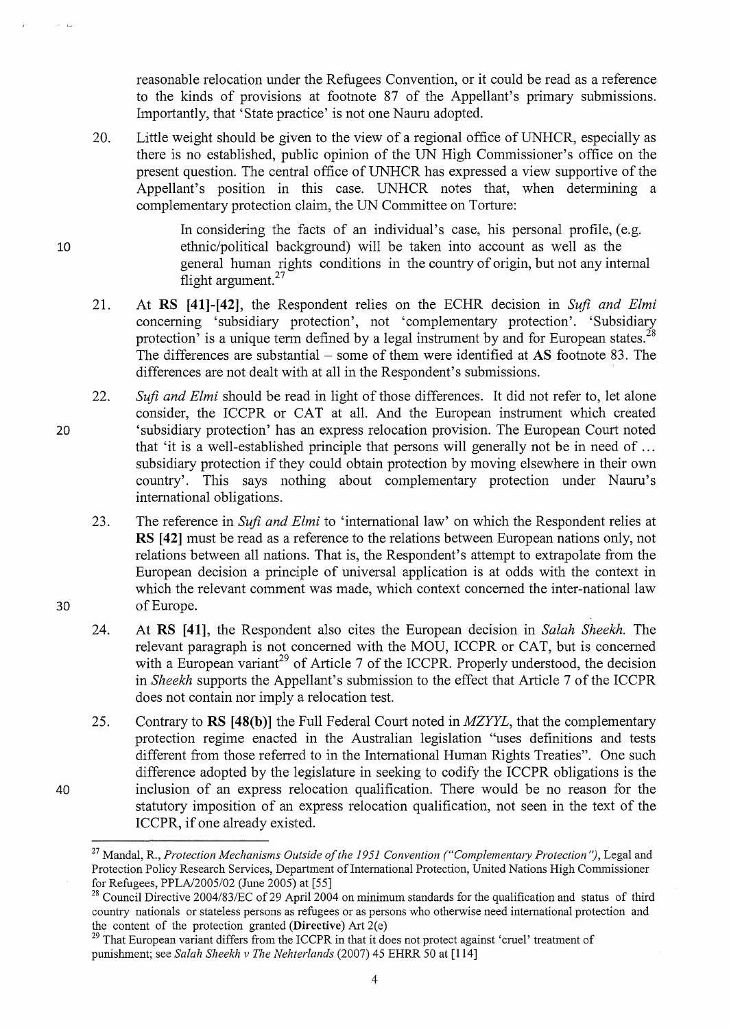reasonable relocation under the Refugees Convention, or it could be read as a reference to the kinds of provisions at footnote 87 of the Appellant's primary submissions. Importantly, that 'State practice' is not one Nauru adopted.

20. Little weight should be given to the view of a regional office of UNHCR, especially as there is no established, public opinion of the UN High Commissioner's office on the present question. The central office of UNHCR has expressed a view supportive of the Appellant's position in this case. UNHCR notes that, when determining a complementary protection claim, the UN Committee on Torture:

> In considering the facts of an individual's case, his personal profile, (e.g. ethnic/political background) will be taken into account as well as the general human rights conditions in the country of origin, but not any internal flight argument.[27]

21. At **RS [41]-[42]**, the Respondent relies on the ECHR decision in *Sufi and Elmi* concerning 'subsidiary protection', not 'complementary protection'. 'Subsidiary protection' is a unique term defined by a legal instrument by and for European states.[28] The differences are substantial – some of them were identified at **AS** footnote 83. The differences are not dealt with at all in the Respondent's submissions.

22. *Sufi and Elmi* should be read in light of those differences. It did not refer to, let alone consider, the ICCPR or CAT at all. And the European instrument which created 'subsidiary protection' has an express relocation provision. The European Court noted that 'it is a well-established principle that persons will generally not be in need of ... subsidiary protection if they could obtain protection by moving elsewhere in their own country'. This says nothing about complementary protection under Nauru's international obligations.

23. The reference in *Sufi and Elmi* to 'international law' on which the Respondent relies at **RS [42]** must be read as a reference to the relations between European nations only, not relations between all nations. That is, the Respondent's attempt to extrapolate from the European decision a principle of universal application is at odds with the context in which the relevant comment was made, which context concerned the inter-national law of Europe.

24. At **RS [41]**, the Respondent also cites the European decision in *Salah Sheekh*. The relevant paragraph is not concerned with the MOU, ICCPR or CAT, but is concerned with a European variant[29] of Article 7 of the ICCPR. Properly understood, the decision in *Sheekh* supports the Appellant's submission to the effect that Article 7 of the ICCPR does not contain nor imply a relocation test.

25. Contrary to **RS [48(b)]** the Full Federal Court noted in *MZYYL*, that the complementary protection regime enacted in the Australian legislation "uses definitions and tests different from those referred to in the International Human Rights Treaties". One such difference adopted by the legislature in seeking to codify the ICCPR obligations is the inclusion of an express relocation qualification. There would be no reason for the statutory imposition of an express relocation qualification, not seen in the text of the ICCPR, if one already existed.

---

[27] Mandal, R., *Protection Mechanisms Outside of the 1951 Convention ("Complementary Protection")*, Legal and Protection Policy Research Services, Department of International Protection, United Nations High Commissioner for Refugees, PPLA/2005/02 (June 2005) at [55]

[28] Council Directive 2004/83/EC of 29 April 2004 on minimum standards for the qualification and status of third country nationals or stateless persons as refugees or as persons who otherwise need international protection and the content of the protection granted (**Directive**) Art 2(e)

[29] That European variant differs from the ICCPR in that it does not protect against 'cruel' treatment of punishment; see *Salah Sheekh v The Nehterlands* (2007) 45 EHRR 50 at [114]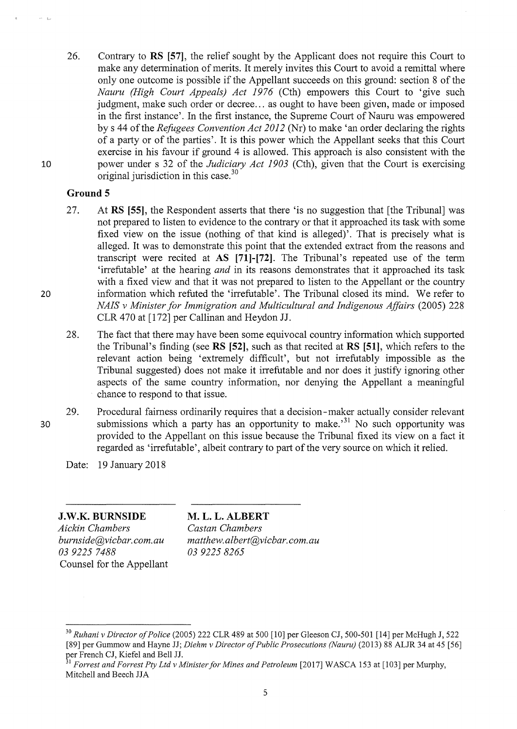26. Contrary to **RS [57]**, the relief sought by the Applicant does not require this Court to make any determination of merits. It merely invites this Court to avoid a remittal where only one outcome is possible if the Appellant succeeds on this ground: section 8 of the *Nauru (High Court Appeals) Act 1976* (Cth) empowers this Court to 'give such judgment, make such order or decree... as ought to have been given, made or imposed in the first instance'. In the first instance, the Supreme Court of Nauru was empowered by s 44 of the *Refugees Convention Act 2012* (Nr) to make 'an order declaring the rights of a party or of the parties'. It is this power which the Appellant seeks that this Court exercise in his favour if ground 4 is allowed. This approach is also consistent with the power under s 32 of the *Judiciary Act 1903* (Cth), given that the Court is exercising original jurisdiction in this case.[30]

## Ground 5

27. At **RS [55]**, the Respondent asserts that there 'is no suggestion that [the Tribunal] was not prepared to listen to evidence to the contrary or that it approached its task with some fixed view on the issue (nothing of that kind is alleged)'. That is precisely what is alleged. It was to demonstrate this point that the extended extract from the reasons and transcript were recited at **AS [71]-[72]**. The Tribunal's repeated use of the term 'irrefutable' at the hearing *and* in its reasons demonstrates that it approached its task with a fixed view and that it was not prepared to listen to the Appellant or the country information which refuted the 'irrefutable'. The Tribunal closed its mind. We refer to *NAIS v Minister for Immigration and Multicultural and Indigenous Affairs* (2005) 228 CLR 470 at [172] per Callinan and Heydon JJ.

28. The fact that there may have been some equivocal country information which supported the Tribunal's finding (see **RS [52]**, such as that recited at **RS [51]**, which refers to the relevant action being 'extremely difficult', but not irrefutably impossible as the Tribunal suggested) does not make it irrefutable and nor does it justify ignoring other aspects of the same country information, nor denying the Appellant a meaningful chance to respond to that issue.

29. Procedural fairness ordinarily requires that a decision-maker actually consider relevant submissions which a party has an opportunity to make.'[31] No such opportunity was provided to the Appellant on this issue because the Tribunal fixed its view on a fact it regarded as 'irrefutable', albeit contrary to part of the very source on which it relied.

Date: 19 January 2018

**J.W.K. BURNSIDE**
*Aickin Chambers*
*burnside@vicbar.com.au*
*03 9225 7488*
Counsel for the Appellant

**M. L. L. ALBERT**
*Castan Chambers*
*matthew.albert@vicbar.com.au*
*03 9225 8265*

---

[30] *Ruhani v Director of Police* (2005) 222 CLR 489 at 500 [10] per Gleeson CJ, 500-501 [14] per McHugh J, 522 [89] per Gummow and Hayne JJ; *Diehm v Director of Public Prosecutions (Nauru)* (2013) 88 ALJR 34 at 45 [56] per French CJ, Kiefel and Bell JJ.

[31] *Forrest and Forrest Pty Ltd v Minister for Mines and Petroleum* [2017] WASCA 153 at [103] per Murphy, Mitchell and Beech JJA